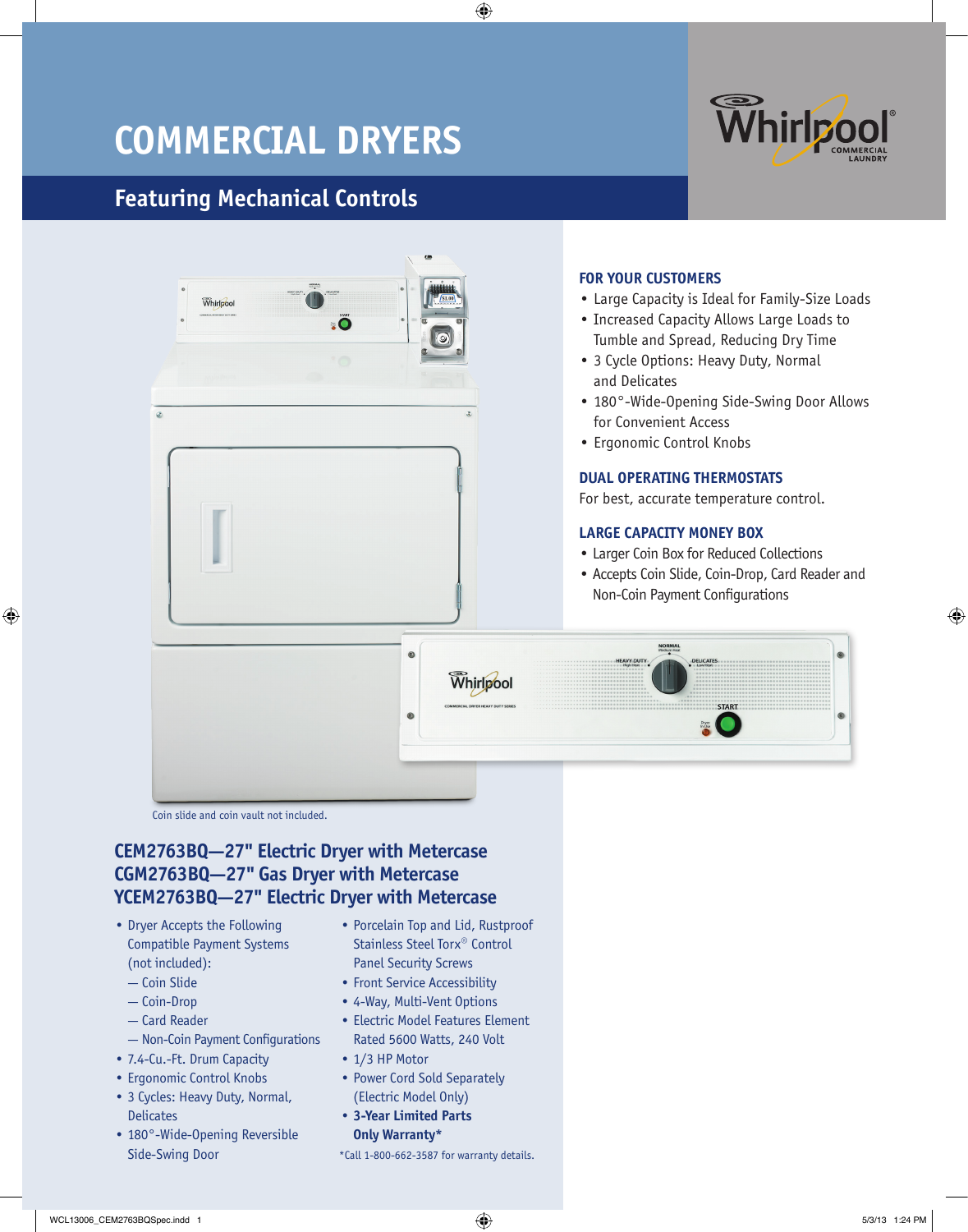# COMMERCIAL DRYERS

## Featuring Mechanical Controls

Whirlpool® COMMERCIAL LAUNDRY

### FOR YOUR CUSTOMERS

- Large Capacity is Ideal for Family-Size Loads
- Increased Capacity Allows Large Loads to Tumble and Spread, Reducing Dry Time
- 3 Cycle Options: Heavy Duty, Normal and Delicates
- 180°-Wide-Opening Side-Swing Door Allows for Convenient Access
- Ergonomic Control Knobs

### DUAL OPERATING THERMOSTATS

For best, accurate temperature control.

### LARGE CAPACITY MONEY BOX

- Larger Coin Box for Reduced Collections
- Accepts Coin Slide, Coin-Drop, Card Reader and Non-Coin Payment Configurations

Coin slide and coin vault not included.

## CEM2763BQ—27" Electric Dryer with Metercase
## CGM2763BQ—27" Gas Dryer with Metercase
## YCEM2763BQ—27" Electric Dryer with Metercase

- Dryer Accepts the Following Compatible Payment Systems (not included):
  - — Coin Slide
  - — Coin-Drop
  - — Card Reader
  - — Non-Coin Payment Configurations
- 7.4-Cu.-Ft. Drum Capacity
- Ergonomic Control Knobs
- 3 Cycles: Heavy Duty, Normal, Delicates
- 180°-Wide-Opening Reversible Side-Swing Door
- Porcelain Top and Lid, Rustproof Stainless Steel Torx® Control Panel Security Screws
- Front Service Accessibility
- 4-Way, Multi-Vent Options
- Electric Model Features Element Rated 5600 Watts, 240 Volt
- 1/3 HP Motor
- Power Cord Sold Separately (Electric Model Only)
- **3-Year Limited Parts Only Warranty***

*Call 1-800-662-3587 for warranty details.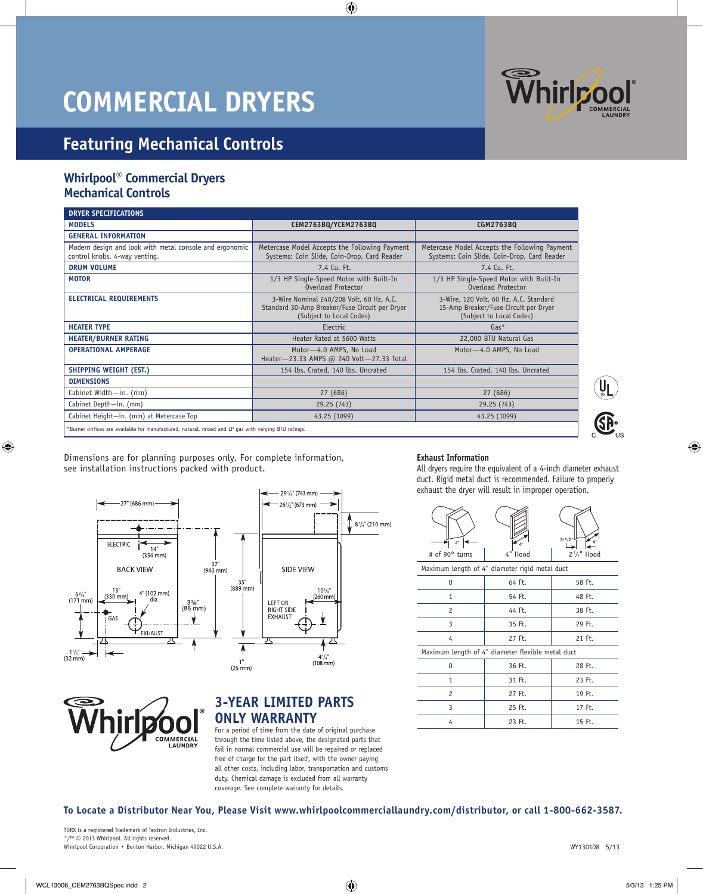# COMMERCIAL DRYERS

## Featuring Mechanical Controls

### Whirlpool® Commercial Dryers Mechanical Controls

| DRYER SPECIFICATIONS | | |
|---|---|---|
| **MODELS** | **CEM2763BQ/YCEM2763BQ** | **CGM2763BQ** |
| **GENERAL INFORMATION** | | |
| Modern design and look with metal console and ergonomic control knobs. 4-way venting. | Metercase Model Accepts the Following Payment Systems: Coin Slide, Coin-Drop, Card Reader | Metercase Model Accepts the Following Payment Systems: Coin Slide, Coin-Drop, Card Reader |
| **DRUM VOLUME** | 7.4 Cu. Ft. | 7.4 Cu. Ft. |
| **MOTOR** | 1/3 HP Single-Speed Motor with Built-In Overload Protector | 1/3 HP Single-Speed Motor with Built-In Overload Protector |
| **ELECTRICAL REQUIREMENTS** | 3-Wire Nominal 240/208 Volt, 60 Hz, A.C. Standard 30-Amp Breaker/Fuse Circuit per Dryer (Subject to Local Codes) | 3-Wire, 120 Volt, 60 Hz, A.C. Standard 15-Amp Breaker/Fuse Circuit per Dryer (Subject to Local Codes) |
| **HEATER TYPE** | Electric | Gas* |
| **HEATER/BURNER RATING** | Heater Rated at 5600 Watts | 22,000 BTU Natural Gas |
| **OPERATIONAL AMPERAGE** | Motor—4.0 AMPS, No Load Heater—23.33 AMPS @ 240 Volt—27.33 Total | Motor—4.0 AMPS, No Load |
| **SHIPPING WEIGHT (EST.)** | 154 lbs. Crated, 140 lbs. Uncrated | 154 lbs. Crated, 140 lbs. Uncrated |
| **DIMENSIONS** | | |
| Cabinet Width—in. (mm) | 27 (686) | 27 (686) |
| Cabinet Depth—in. (mm) | 29.25 (743) | 29.25 (743) |
| Cabinet Height—in. (mm) at Metercase Top | 43.25 (1099) | 43.25 (1099) |

*Burner orifices are available for manufactured, natural, mixed and LP gas with varying BTU ratings.

Dimensions are for planning purposes only. For complete information, see installation instructions packed with product.

27" (686 mm)
ELECTRIC
14" (356 mm)
BACK VIEW
37" (940 mm)
13" (330 mm)
4" (102 mm) dia.
6¾" (171 mm)
3⅜" (86 mm)
GAS
EXHAUST
1¼" (32 mm)

29¼" (743 mm)
26½" (673 mm)
8¼" (210 mm)
35" (889 mm)
SIDE VIEW
10¼" (260 mm)
LEFT OR RIGHT SIDE EXHAUST
1" (25 mm)
4¼" (108 mm)

### Exhaust Information

All dryers require the equivalent of a 4-inch diameter exhaust duct. Rigid metal duct is recommended. Failure to properly exhaust the dryer will result in improper operation.

| # of 90° turns | 4" Hood | 2½" Hood |
|---|---|---|
| **Maximum length of 4" diameter rigid metal duct** | | |
| 0 | 64 Ft. | 58 Ft. |
| 1 | 54 Ft. | 48 Ft. |
| 2 | 44 Ft. | 38 Ft. |
| 3 | 35 Ft. | 29 Ft. |
| 4 | 27 Ft. | 21 Ft. |
| **Maximum length of 4" diameter flexible metal duct** | | |
| 0 | 36 Ft. | 28 Ft. |
| 1 | 31 Ft. | 23 Ft. |
| 2 | 27 Ft. | 19 Ft. |
| 3 | 25 Ft. | 17 Ft. |
| 4 | 23 Ft. | 15 Ft. |

## 3-YEAR LIMITED PARTS ONLY WARRANTY

For a period of time from the date of original purchase through the time listed above, the designated parts that fail in normal commercial use will be repaired or replaced free of charge for the part itself, with the owner paying all other costs, including labor, transportation and customs duty. Chemical damage is excluded from all warranty coverage. See complete warranty for details.

**To Locate a Distributor Near You, Please Visit www.whirlpoolcommerciallaundry.com/distributor, or call 1-800-662-3587.**

TORX is a registered Trademark of Textron Industries, Inc.
®/™ © 2013 Whirlpool. All rights reserved.
Whirlpool Corporation • Benton Harbor, Michigan 49022 U.S.A.

WY130108 5/13